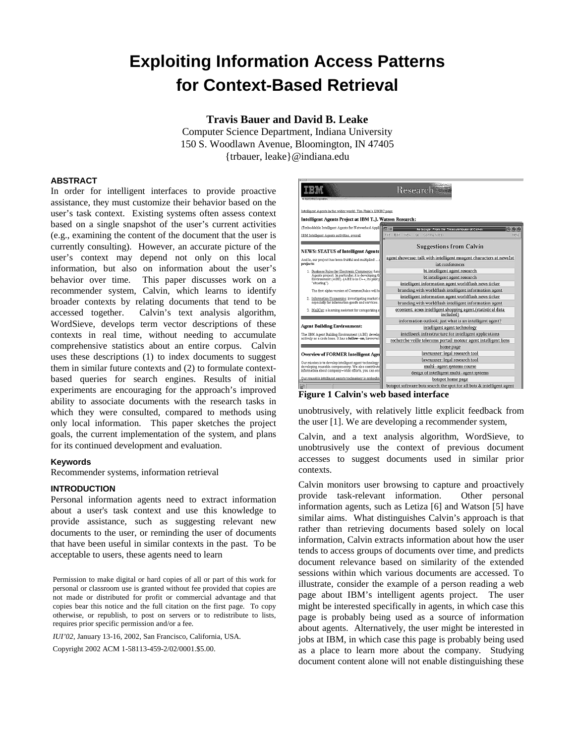# Exploiting Information Access Patterns for Context-Based Retrieval

**Travis Bauer and David B. Leake**

Computer Science Department, Indiana University
150 S. Woodlawn Avenue, Bloomington, IN 47405
{trbauer, leake}@indiana.edu

### ABSTRACT

In order for intelligent interfaces to provide proactive assistance, they must customize their behavior based on the user's task context. Existing systems often assess context based on a single snapshot of the user's current activities (e.g., examining the content of the document that the user is currently consulting). However, an accurate picture of the user's context may depend not only on this local information, but also on information about the user's behavior over time. This paper discusses work on a recommender system, Calvin, which learns to identify broader contexts by relating documents that tend to be accessed together. Calvin's text analysis algorithm, WordSieve, develops term vector descriptions of these contexts in real time, without needing to accumulate comprehensive statistics about an entire corpus. Calvin uses these descriptions (1) to index documents to suggest them in similar future contexts and (2) to formulate context-based queries for search engines. Results of initial experiments are encouraging for the approach's improved ability to associate documents with the research tasks in which they were consulted, compared to methods using only local information. This paper sketches the project goals, the current implementation of the system, and plans for its continued development and evaluation.

### Keywords

Recommender systems, information retrieval

### INTRODUCTION

Personal information agents need to extract information about a user's task context and use this knowledge to provide assistance, such as suggesting relevant new documents to the user, or reminding the user of documents that have been useful in similar contexts in the past. To be acceptable to users, these agents need to learn unobtrusively, with relatively little explicit feedback from the user [1]. We are developing a recommender system,

Permission to make digital or hard copies of all or part of this work for personal or classroom use is granted without fee provided that copies are not made or distributed for profit or commercial advantage and that copies bear this notice and the full citation on the first page. To copy otherwise, or republish, to post on servers or to redistribute to lists, requires prior specific permission and/or a fee.

*IUI'02*, January 13-16, 2002, San Francisco, California, USA.

Copyright 2002 ACM 1-58113-459-2/02/0001.$5.00.

**Figure 1 Calvin's web based interface**

Calvin, and a text analysis algorithm, WordSieve, to unobtrusively use the context of previous document accesses to suggest documents used in similar prior contexts.

Calvin monitors user browsing to capture and proactively provide task-relevant information. Other personal information agents, such as Letiza [6] and Watson [5] have similar aims. What distinguishes Calvin's approach is that rather than retrieving documents based solely on local information, Calvin extracts information about how the user tends to access groups of documents over time, and predicts document relevance based on similarity of the extended sessions within which various documents are accessed. To illustrate, consider the example of a person reading a web page about IBM's intelligent agents project. The user might be interested specifically in agents, in which case this page is probably being used as a source of information about agents. Alternatively, the user might be interested in jobs at IBM, in which case this page is probably being used as a place to learn more about the company. Studying document content alone will not enable distinguishing these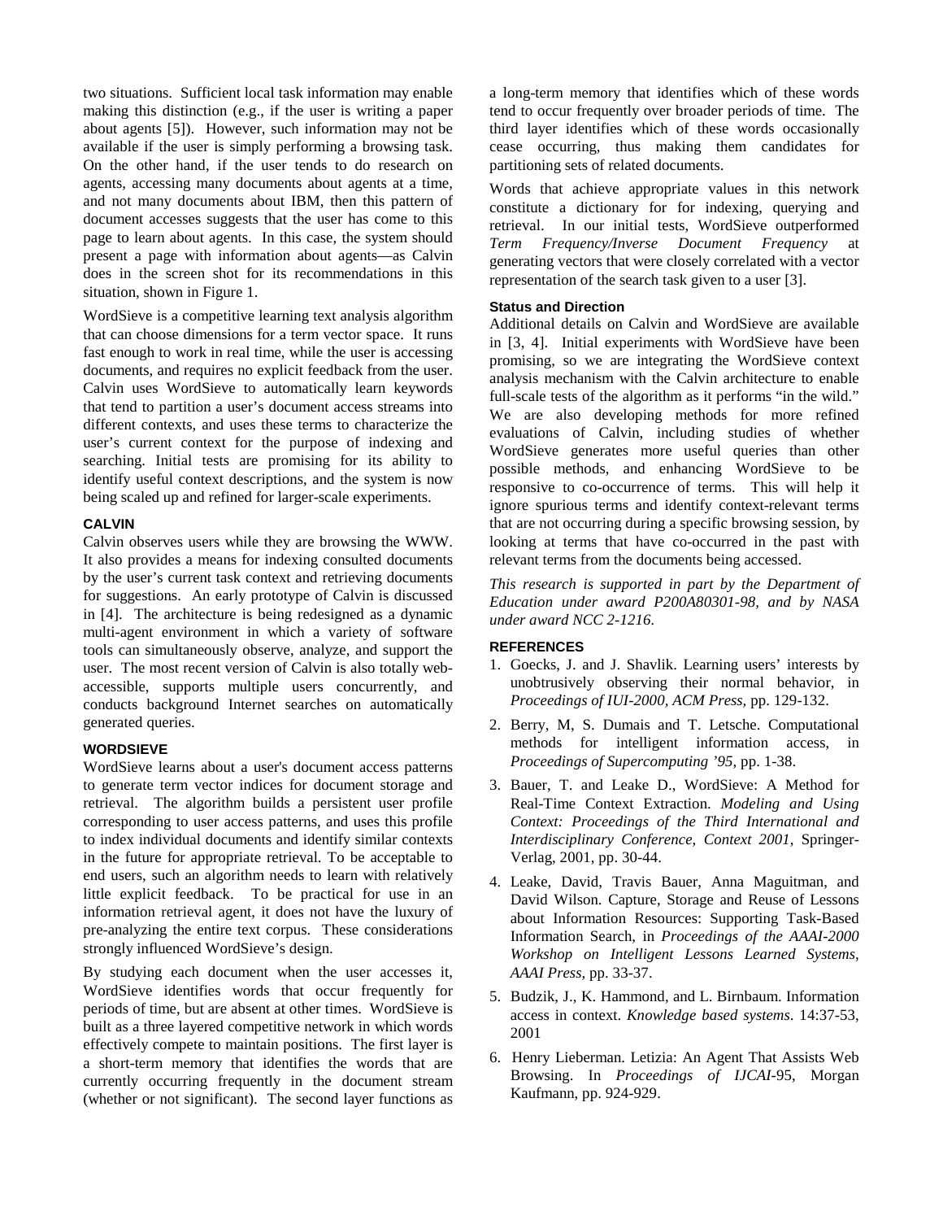two situations. Sufficient local task information may enable making this distinction (e.g., if the user is writing a paper about agents [5]). However, such information may not be available if the user is simply performing a browsing task. On the other hand, if the user tends to do research on agents, accessing many documents about agents at a time, and not many documents about IBM, then this pattern of document accesses suggests that the user has come to this page to learn about agents. In this case, the system should present a page with information about agents—as Calvin does in the screen shot for its recommendations in this situation, shown in Figure 1.

WordSieve is a competitive learning text analysis algorithm that can choose dimensions for a term vector space. It runs fast enough to work in real time, while the user is accessing documents, and requires no explicit feedback from the user. Calvin uses WordSieve to automatically learn keywords that tend to partition a user's document access streams into different contexts, and uses these terms to characterize the user's current context for the purpose of indexing and searching. Initial tests are promising for its ability to identify useful context descriptions, and the system is now being scaled up and refined for larger-scale experiments.

### CALVIN

Calvin observes users while they are browsing the WWW. It also provides a means for indexing consulted documents by the user's current task context and retrieving documents for suggestions. An early prototype of Calvin is discussed in [4]. The architecture is being redesigned as a dynamic multi-agent environment in which a variety of software tools can simultaneously observe, analyze, and support the user. The most recent version of Calvin is also totally web-accessible, supports multiple users concurrently, and conducts background Internet searches on automatically generated queries.

### WORDSIEVE

WordSieve learns about a user's document access patterns to generate term vector indices for document storage and retrieval. The algorithm builds a persistent user profile corresponding to user access patterns, and uses this profile to index individual documents and identify similar contexts in the future for appropriate retrieval. To be acceptable to end users, such an algorithm needs to learn with relatively little explicit feedback. To be practical for use in an information retrieval agent, it does not have the luxury of pre-analyzing the entire text corpus. These considerations strongly influenced WordSieve's design.

By studying each document when the user accesses it, WordSieve identifies words that occur frequently for periods of time, but are absent at other times. WordSieve is built as a three layered competitive network in which words effectively compete to maintain positions. The first layer is a short-term memory that identifies the words that are currently occurring frequently in the document stream (whether or not significant). The second layer functions as a long-term memory that identifies which of these words tend to occur frequently over broader periods of time. The third layer identifies which of these words occasionally cease occurring, thus making them candidates for partitioning sets of related documents.

Words that achieve appropriate values in this network constitute a dictionary for for indexing, querying and retrieval. In our initial tests, WordSieve outperformed *Term Frequency/Inverse Document Frequency* at generating vectors that were closely correlated with a vector representation of the search task given to a user [3].

### Status and Direction

Additional details on Calvin and WordSieve are available in [3, 4]. Initial experiments with WordSieve have been promising, so we are integrating the WordSieve context analysis mechanism with the Calvin architecture to enable full-scale tests of the algorithm as it performs "in the wild." We are also developing methods for more refined evaluations of Calvin, including studies of whether WordSieve generates more useful queries than other possible methods, and enhancing WordSieve to be responsive to co-occurrence of terms. This will help it ignore spurious terms and identify context-relevant terms that are not occurring during a specific browsing session, by looking at terms that have co-occurred in the past with relevant terms from the documents being accessed.

*This research is supported in part by the Department of Education under award P200A80301-98, and by NASA under award NCC 2-1216.*

### REFERENCES

1. Goecks, J. and J. Shavlik. Learning users' interests by unobtrusively observing their normal behavior, in *Proceedings of IUI-2000, ACM Press,* pp. 129-132.
2. Berry, M, S. Dumais and T. Letsche. Computational methods for intelligent information access, in *Proceedings of Supercomputing '95,* pp. 1-38.
3. Bauer, T. and Leake D., WordSieve: A Method for Real-Time Context Extraction. *Modeling and Using Context: Proceedings of the Third International and Interdisciplinary Conference, Context 2001*, Springer-Verlag, 2001, pp. 30-44.
4. Leake, David, Travis Bauer, Anna Maguitman, and David Wilson. Capture, Storage and Reuse of Lessons about Information Resources: Supporting Task-Based Information Search, in *Proceedings of the AAAI-2000 Workshop on Intelligent Lessons Learned Systems, AAAI Press*, pp. 33-37.
5. Budzik, J., K. Hammond, and L. Birnbaum. Information access in context. *Knowledge based systems*. 14:37-53, 2001
6. Henry Lieberman. Letizia: An Agent That Assists Web Browsing. In *Proceedings of IJCAI*-95, Morgan Kaufmann, pp. 924-929.